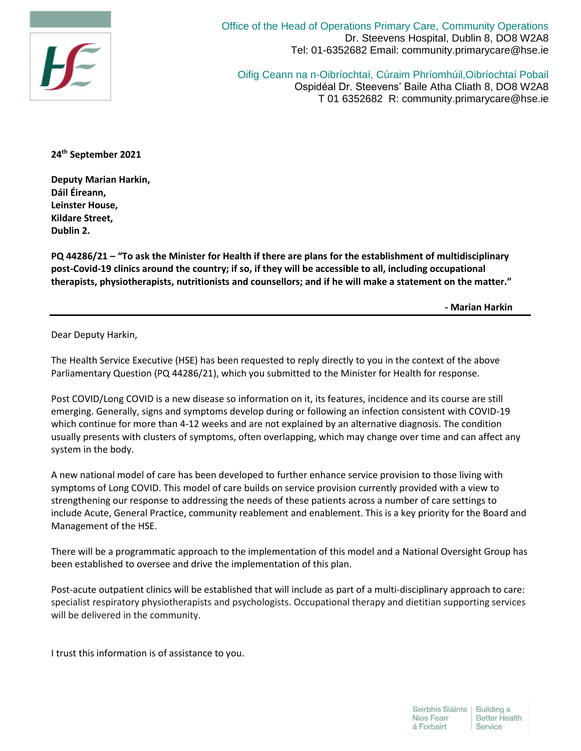Office of the Head of Operations Primary Care, Community Operations
Dr. Steevens Hospital, Dublin 8, DO8 W2A8
Tel: 01-6352682 Email: community.primarycare@hse.ie

Oifig Ceann na n-Oibríochtaí, Cúraim Phríomhúil,Oibríochtaí Pobail
Ospidéal Dr. Steevens' Baile Atha Cliath 8, DO8 W2A8
T 01 6352682 R: community.primarycare@hse.ie

**24th September 2021**

**Deputy Marian Harkin,**
**Dáil Éireann,**
**Leinster House,**
**Kildare Street,**
**Dublin 2.**

**PQ 44286/21 – "To ask the Minister for Health if there are plans for the establishment of multidisciplinary post-Covid-19 clinics around the country; if so, if they will be accessible to all, including occupational therapists, physiotherapists, nutritionists and counsellors; and if he will make a statement on the matter."**

**- Marian Harkin**

---

Dear Deputy Harkin,

The Health Service Executive (HSE) has been requested to reply directly to you in the context of the above Parliamentary Question (PQ 44286/21), which you submitted to the Minister for Health for response.

Post COVID/Long COVID is a new disease so information on it, its features, incidence and its course are still emerging. Generally, signs and symptoms develop during or following an infection consistent with COVID-19 which continue for more than 4-12 weeks and are not explained by an alternative diagnosis. The condition usually presents with clusters of symptoms, often overlapping, which may change over time and can affect any system in the body.

A new national model of care has been developed to further enhance service provision to those living with symptoms of Long COVID. This model of care builds on service provision currently provided with a view to strengthening our response to addressing the needs of these patients across a number of care settings to include Acute, General Practice, community reablement and enablement. This is a key priority for the Board and Management of the HSE.

There will be a programmatic approach to the implementation of this model and a National Oversight Group has been established to oversee and drive the implementation of this plan.

Post-acute outpatient clinics will be established that will include as part of a multi-disciplinary approach to care: specialist respiratory physiotherapists and psychologists. Occupational therapy and dietitian supporting services will be delivered in the community.

I trust this information is of assistance to you.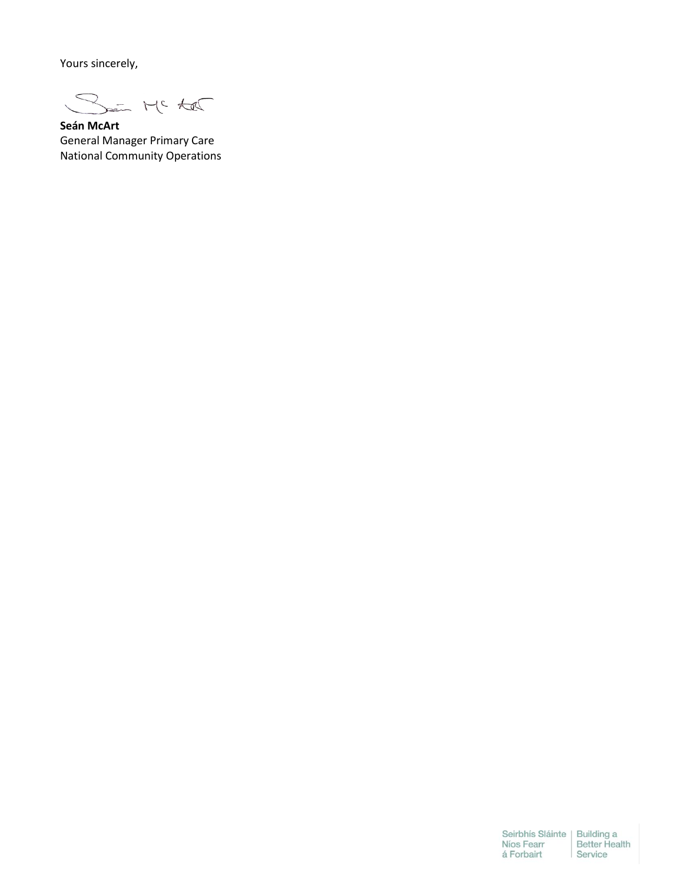Yours sincerely,

**Seán McArt**
General Manager Primary Care
National Community Operations